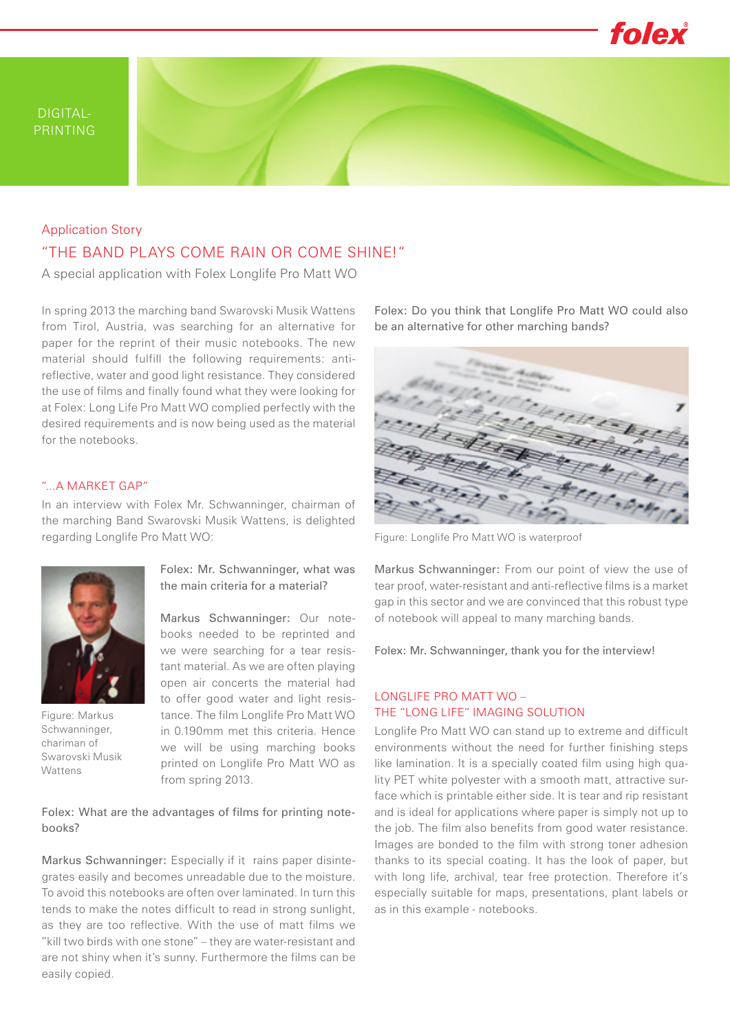DIGITAL-
PRINTING

Application Story

# "THE BAND PLAYS COME RAIN OR COME SHINE!"

A special application with Folex Longlife Pro Matt WO

In spring 2013 the marching band Swarovski Musik Wattens from Tirol, Austria, was searching for an alternative for paper for the reprint of their music notebooks. The new material should fulfill the following requirements: anti-reflective, water and good light resistance. They considered the use of films and finally found what they were looking for at Folex: Long Life Pro Matt WO complied perfectly with the desired requirements and is now being used as the material for the notebooks.

## "...A MARKET GAP"

In an interview with Folex Mr. Schwanninger, chairman of the marching Band Swarovski Musik Wattens, is delighted regarding Longlife Pro Matt WO:

Figure: Markus Schwanninger, chariman of Swarovski Musik Wattens

Folex: Mr. Schwanninger, what was the main criteria for a material?

Markus Schwanninger: Our notebooks needed to be reprinted and we were searching for a tear resistant material. As we are often playing open air concerts the material had to offer good water and light resistance. The film Longlife Pro Matt WO in 0.190mm met this criteria. Hence we will be using marching books printed on Longlife Pro Matt WO as from spring 2013.

Folex: What are the advantages of films for printing notebooks?

Markus Schwanninger: Especially if it rains paper disintegrates easily and becomes unreadable due to the moisture. To avoid this notebooks are often over laminated. In turn this tends to make the notes difficult to read in strong sunlight, as they are too reflective. With the use of matt films we "kill two birds with one stone" – they are water-resistant and are not shiny when it's sunny. Furthermore the films can be easily copied.

Folex: Do you think that Longlife Pro Matt WO could also be an alternative for other marching bands?

Figure: Longlife Pro Matt WO is waterproof

Markus Schwanninger: From our point of view the use of tear proof, water-resistant and anti-reflective films is a market gap in this sector and we are convinced that this robust type of notebook will appeal to many marching bands.

Folex: Mr. Schwanninger, thank you for the interview!

## LONGLIFE PRO MATT WO – THE "LONG LIFE" IMAGING SOLUTION

Longlife Pro Matt WO can stand up to extreme and difficult environments without the need for further finishing steps like lamination. It is a specially coated film using high quality PET white polyester with a smooth matt, attractive surface which is printable either side. It is tear and rip resistant and is ideal for applications where paper is simply not up to the job. The film also benefits from good water resistance. Images are bonded to the film with strong toner adhesion thanks to its special coating. It has the look of paper, but with long life, archival, tear free protection. Therefore it's especially suitable for maps, presentations, plant labels or as in this example - notebooks.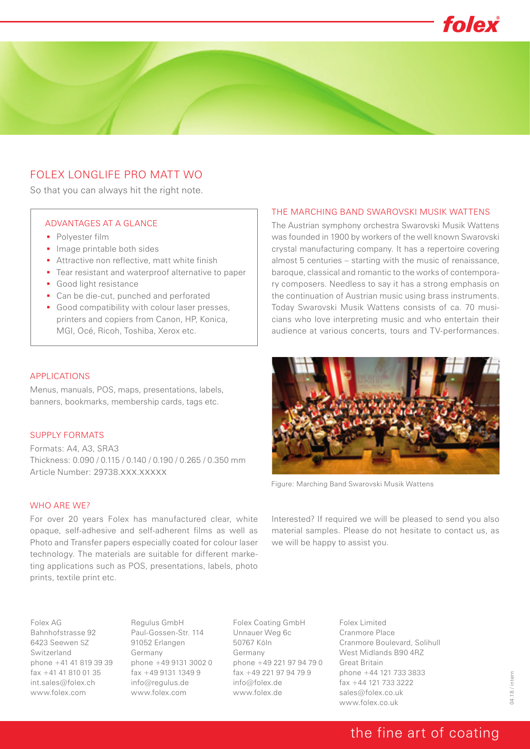# FOLEX LONGLIFE PRO MATT WO

So that you can always hit the right note.

## ADVANTAGES AT A GLANCE

- Polyester film
- Image printable both sides
- Attractive non reflective, matt white finish
- Tear resistant and waterproof alternative to paper
- Good light resistance
- Can be die-cut, punched and perforated
- Good compatibility with colour laser presses, printers and copiers from Canon, HP, Konica, MGI, Océ, Ricoh, Toshiba, Xerox etc.

## APPLICATIONS

Menus, manuals, POS, maps, presentations, labels, banners, bookmarks, membership cards, tags etc.

## SUPPLY FORMATS

Formats: A4, A3, SRA3
Thickness: 0.090 / 0.115 / 0.140 / 0.190 / 0.265 / 0.350 mm
Article Number: 29738.xxx.xxxxx

## WHO ARE WE?

For over 20 years Folex has manufactured clear, white opaque, self-adhesive and self-adherent films as well as Photo and Transfer papers especially coated for colour laser technology. The materials are suitable for different marketing applications such as POS, presentations, labels, photo prints, textile print etc.

## THE MARCHING BAND SWAROVSKI MUSIK WATTENS

The Austrian symphony orchestra Swarovski Musik Wattens was founded in 1900 by workers of the well known Swarovski crystal manufacturing company. It has a repertoire covering almost 5 centuries – starting with the music of renaissance, baroque, classical and romantic to the works of contemporary composers. Needless to say it has a strong emphasis on the continuation of Austrian music using brass instruments. Today Swarovski Musik Wattens consists of ca. 70 musicians who love interpreting music and who entertain their audience at various concerts, tours and TV-performances.

Figure: Marching Band Swarovski Musik Wattens

Interested? If required we will be pleased to send you also material samples. Please do not hesitate to contact us, as we will be happy to assist you.

Folex AG
Bahnhofstrasse 92
6423 Seewen SZ
Switzerland
phone +41 41 819 39 39
fax +41 41 810 01 35
int.sales@folex.ch
www.folex.com

Regulus GmbH
Paul-Gossen-Str. 114
91052 Erlangen
Germany
phone +49 9131 3002 0
fax +49 9131 1349 9
info@regulus.de
www.folex.com

Folex Coating GmbH
Unnauer Weg 6c
50767 Köln
Germany
phone +49 221 97 94 79 0
fax +49 221 97 94 79 9
info@folex.de
www.folex.de

Folex Limited
Cranmore Place
Cranmore Boulevard, Solihull
West Midlands B90 4RZ
Great Britain
phone +44 121 733 3833
fax +44 121 733 3222
sales@folex.co.uk
www.folex.co.uk

04.18 / intern

the fine art of coating